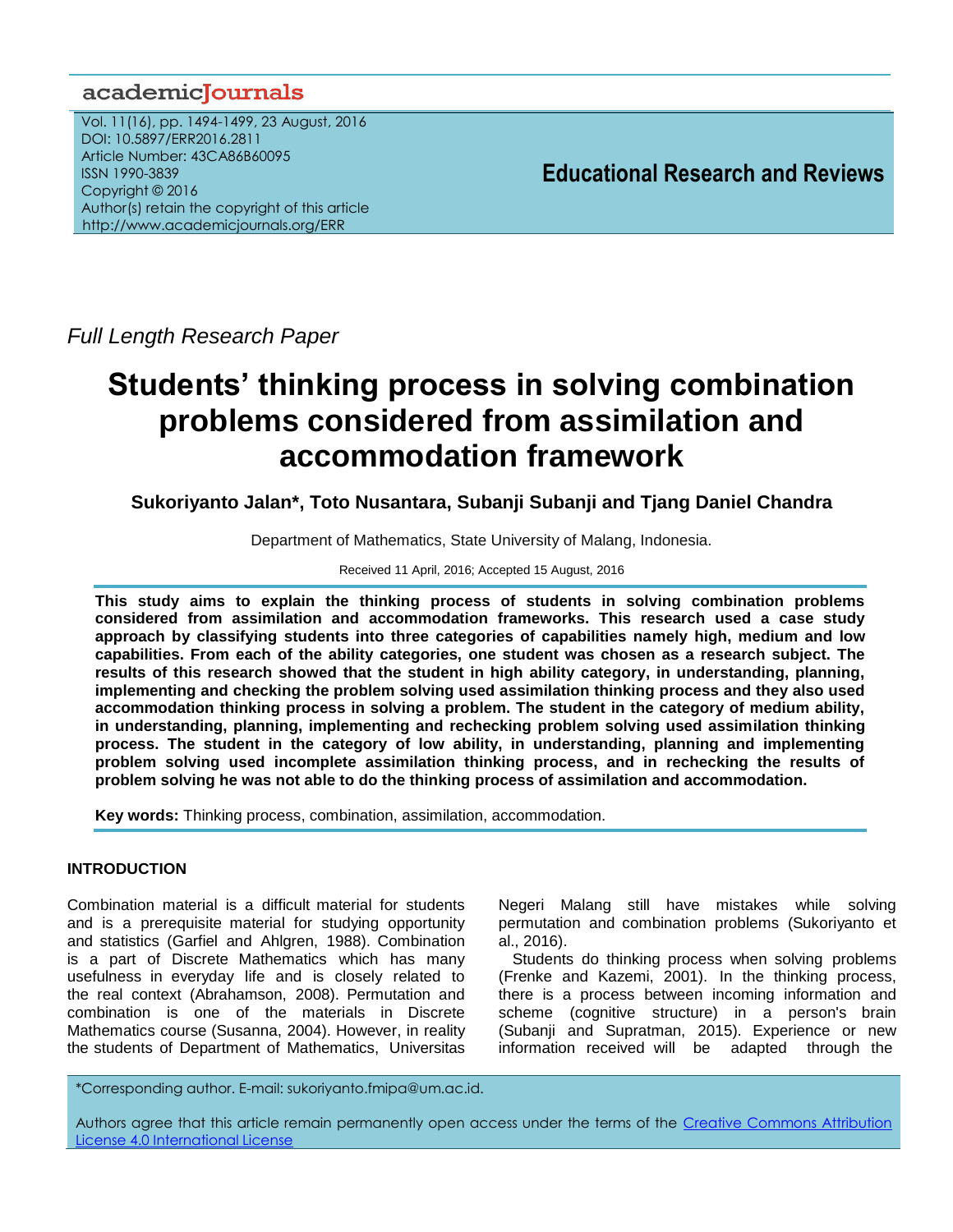Full Length Research Paper

# Students' thinking process in solving combination problems considered from assimilation and accommodation framework

**Sukoriyanto Jalan\*, Toto Nusantara, Subanji Subanji and Tjang Daniel Chandra**

Department of Mathematics, State University of Malang, Indonesia.

Received 11 April, 2016; Accepted 15 August, 2016

**This study aims to explain the thinking process of students in solving combination problems considered from assimilation and accommodation frameworks. This research used a case study approach by classifying students into three categories of capabilities namely high, medium and low capabilities. From each of the ability categories, one student was chosen as a research subject. The results of this research showed that the student in high ability category, in understanding, planning, implementing and checking the problem solving used assimilation thinking process and they also used accommodation thinking process in solving a problem. The student in the category of medium ability, in understanding, planning, implementing and rechecking problem solving used assimilation thinking process. The student in the category of low ability, in understanding, planning and implementing problem solving used incomplete assimilation thinking process, and in rechecking the results of problem solving he was not able to do the thinking process of assimilation and accommodation.**

**Key words:** Thinking process, combination, assimilation, accommodation.

## INTRODUCTION

Combination material is a difficult material for students and is a prerequisite material for studying opportunity and statistics (Garfiel and Ahlgren, 1988). Combination is a part of Discrete Mathematics which has many usefulness in everyday life and is closely related to the real context (Abrahamson, 2008). Permutation and combination is one of the materials in Discrete Mathematics course (Susanna, 2004). However, in reality the students of Department of Mathematics, Universitas Negeri Malang still have mistakes while solving permutation and combination problems (Sukoriyanto et al., 2016).

Students do thinking process when solving problems (Frenke and Kazemi, 2001). In the thinking process, there is a process between incoming information and scheme (cognitive structure) in a person's brain (Subanji and Supratman, 2015). Experience or new information received will be adapted through the

\*Corresponding author. E-mail: sukoriyanto.fmipa@um.ac.id.

Authors agree that this article remain permanently open access under the terms of the Creative Commons Attribution License 4.0 International License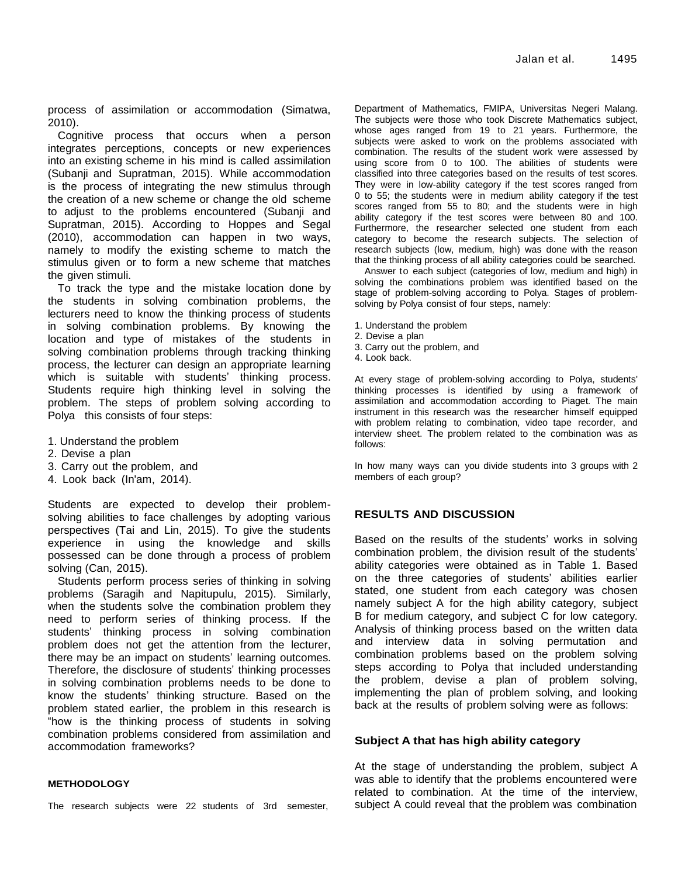process of assimilation or accommodation (Simatwa, 2010).

Cognitive process that occurs when a person integrates perceptions, concepts or new experiences into an existing scheme in his mind is called assimilation (Subanji and Supratman, 2015). While accommodation is the process of integrating the new stimulus through the creation of a new scheme or change the old scheme to adjust to the problems encountered (Subanji and Supratman, 2015). According to Hoppes and Segal (2010), accommodation can happen in two ways, namely to modify the existing scheme to match the stimulus given or to form a new scheme that matches the given stimuli.

To track the type and the mistake location done by the students in solving combination problems, the lecturers need to know the thinking process of students in solving combination problems. By knowing the location and type of mistakes of the students in solving combination problems through tracking thinking process, the lecturer can design an appropriate learning which is suitable with students' thinking process. Students require high thinking level in solving the problem. The steps of problem solving according to Polya this consists of four steps:

1. Understand the problem
2. Devise a plan
3. Carry out the problem, and
4. Look back (In'am, 2014).

Students are expected to develop their problem-solving abilities to face challenges by adopting various perspectives (Tai and Lin, 2015). To give the students experience in using the knowledge and skills possessed can be done through a process of problem solving (Can, 2015).

Students perform process series of thinking in solving problems (Saragih and Napitupulu, 2015). Similarly, when the students solve the combination problem they need to perform series of thinking process. If the students' thinking process in solving combination problem does not get the attention from the lecturer, there may be an impact on students' learning outcomes. Therefore, the disclosure of students' thinking processes in solving combination problems needs to be done to know the students' thinking structure. Based on the problem stated earlier, the problem in this research is "how is the thinking process of students in solving combination problems considered from assimilation and accommodation frameworks?

## METHODOLOGY

The research subjects were 22 students of 3rd semester, Department of Mathematics, FMIPA, Universitas Negeri Malang. The subjects were those who took Discrete Mathematics subject, whose ages ranged from 19 to 21 years. Furthermore, the subjects were asked to work on the problems associated with combination. The results of the student work were assessed by using score from 0 to 100. The abilities of students were classified into three categories based on the results of test scores. They were in low-ability category if the test scores ranged from 0 to 55; the students were in medium ability category if the test scores ranged from 55 to 80; and the students were in high ability category if the test scores were between 80 and 100. Furthermore, the researcher selected one student from each category to become the research subjects. The selection of research subjects (low, medium, high) was done with the reason that the thinking process of all ability categories could be searched.

Answer to each subject (categories of low, medium and high) in solving the combinations problem was identified based on the stage of problem-solving according to Polya. Stages of problem-solving by Polya consist of four steps, namely:

1. Understand the problem
2. Devise a plan
3. Carry out the problem, and
4. Look back.

At every stage of problem-solving according to Polya, students' thinking processes is identified by using a framework of assimilation and accommodation according to Piaget. The main instrument in this research was the researcher himself equipped with problem relating to combination, video tape recorder, and interview sheet. The problem related to the combination was as follows:

In how many ways can you divide students into 3 groups with 2 members of each group?

## RESULTS AND DISCUSSION

Based on the results of the students' works in solving combination problem, the division result of the students' ability categories were obtained as in Table 1. Based on the three categories of students' abilities earlier stated, one student from each category was chosen namely subject A for the high ability category, subject B for medium category, and subject C for low category. Analysis of thinking process based on the written data and interview data in solving permutation and combination problems based on the problem solving steps according to Polya that included understanding the problem, devise a plan of problem solving, implementing the plan of problem solving, and looking back at the results of problem solving were as follows:

### Subject A that has high ability category

At the stage of understanding the problem, subject A was able to identify that the problems encountered were related to combination. At the time of the interview, subject A could reveal that the problem was combination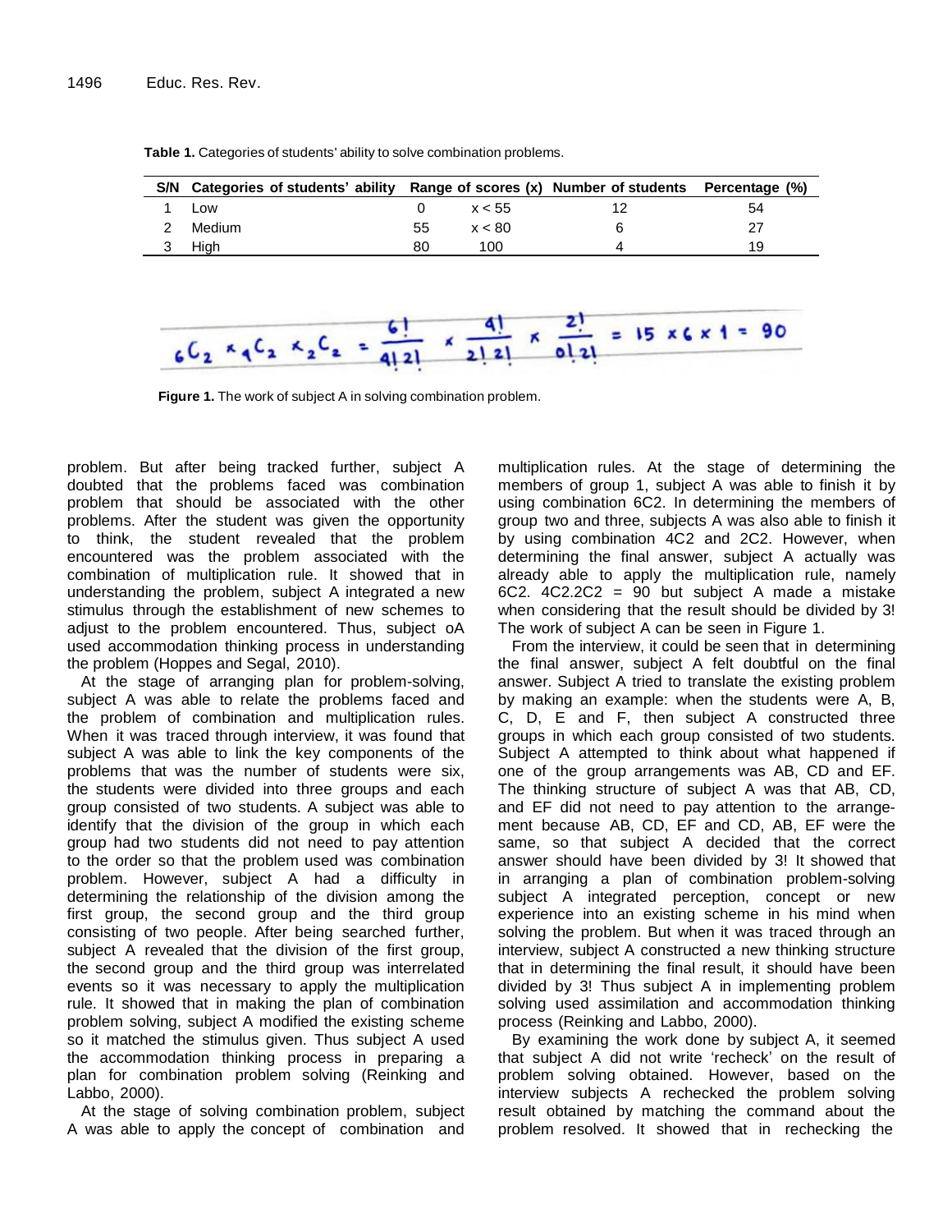**Table 1.** Categories of students' ability to solve combination problems.

| S/N | Categories of students' ability | Range of scores (x) | | Number of students | Percentage (%) |
|---|---|---|---|---|---|
| 1 | Low | 0 | x < 55 | 12 | 54 |
| 2 | Medium | 55 | x < 80 | 6 | 27 |
| 3 | High | 80 | 100 | 4 | 19 |

$$ {}_6C_2 \times {}_4C_2 \times {}_2C_2 = \frac{6!}{4!\,2!} \times \frac{4!}{2!\,2!} \times \frac{2!}{0!\,2!} = 15 \times 6 \times 1 = 90 $$

**Figure 1.** The work of subject A in solving combination problem.

problem. But after being tracked further, subject A doubted that the problems faced was combination problem that should be associated with the other problems. After the student was given the opportunity to think, the student revealed that the problem encountered was the problem associated with the combination of multiplication rule. It showed that in understanding the problem, subject A integrated a new stimulus through the establishment of new schemes to adjust to the problem encountered. Thus, subject oA used accommodation thinking process in understanding the problem (Hoppes and Segal, 2010).

At the stage of arranging plan for problem-solving, subject A was able to relate the problems faced and the problem of combination and multiplication rules. When it was traced through interview, it was found that subject A was able to link the key components of the problems that was the number of students were six, the students were divided into three groups and each group consisted of two students. A subject was able to identify that the division of the group in which each group had two students did not need to pay attention to the order so that the problem used was combination problem. However, subject A had a difficulty in determining the relationship of the division among the first group, the second group and the third group consisting of two people. After being searched further, subject A revealed that the division of the first group, the second group and the third group was interrelated events so it was necessary to apply the multiplication rule. It showed that in making the plan of combination problem solving, subject A modified the existing scheme so it matched the stimulus given. Thus subject A used the accommodation thinking process in preparing a plan for combination problem solving (Reinking and Labbo, 2000).

At the stage of solving combination problem, subject A was able to apply the concept of combination and multiplication rules. At the stage of determining the members of group 1, subject A was able to finish it by using combination 6C2. In determining the members of group two and three, subjects A was also able to finish it by using combination 4C2 and 2C2. However, when determining the final answer, subject A actually was already able to apply the multiplication rule, namely 6C2. 4C2.2C2 = 90 but subject A made a mistake when considering that the result should be divided by 3! The work of subject A can be seen in Figure 1.

From the interview, it could be seen that in determining the final answer, subject A felt doubtful on the final answer. Subject A tried to translate the existing problem by making an example: when the students were A, B, C, D, E and F, then subject A constructed three groups in which each group consisted of two students. Subject A attempted to think about what happened if one of the group arrangements was AB, CD and EF. The thinking structure of subject A was that AB, CD, and EF did not need to pay attention to the arrangement because AB, CD, EF and CD, AB, EF were the same, so that subject A decided that the correct answer should have been divided by 3! It showed that in arranging a plan of combination problem-solving subject A integrated perception, concept or new experience into an existing scheme in his mind when solving the problem. But when it was traced through an interview, subject A constructed a new thinking structure that in determining the final result, it should have been divided by 3! Thus subject A in implementing problem solving used assimilation and accommodation thinking process (Reinking and Labbo, 2000).

By examining the work done by subject A, it seemed that subject A did not write 'recheck' on the result of problem solving obtained. However, based on the interview subjects A rechecked the problem solving result obtained by matching the command about the problem resolved. It showed that in rechecking the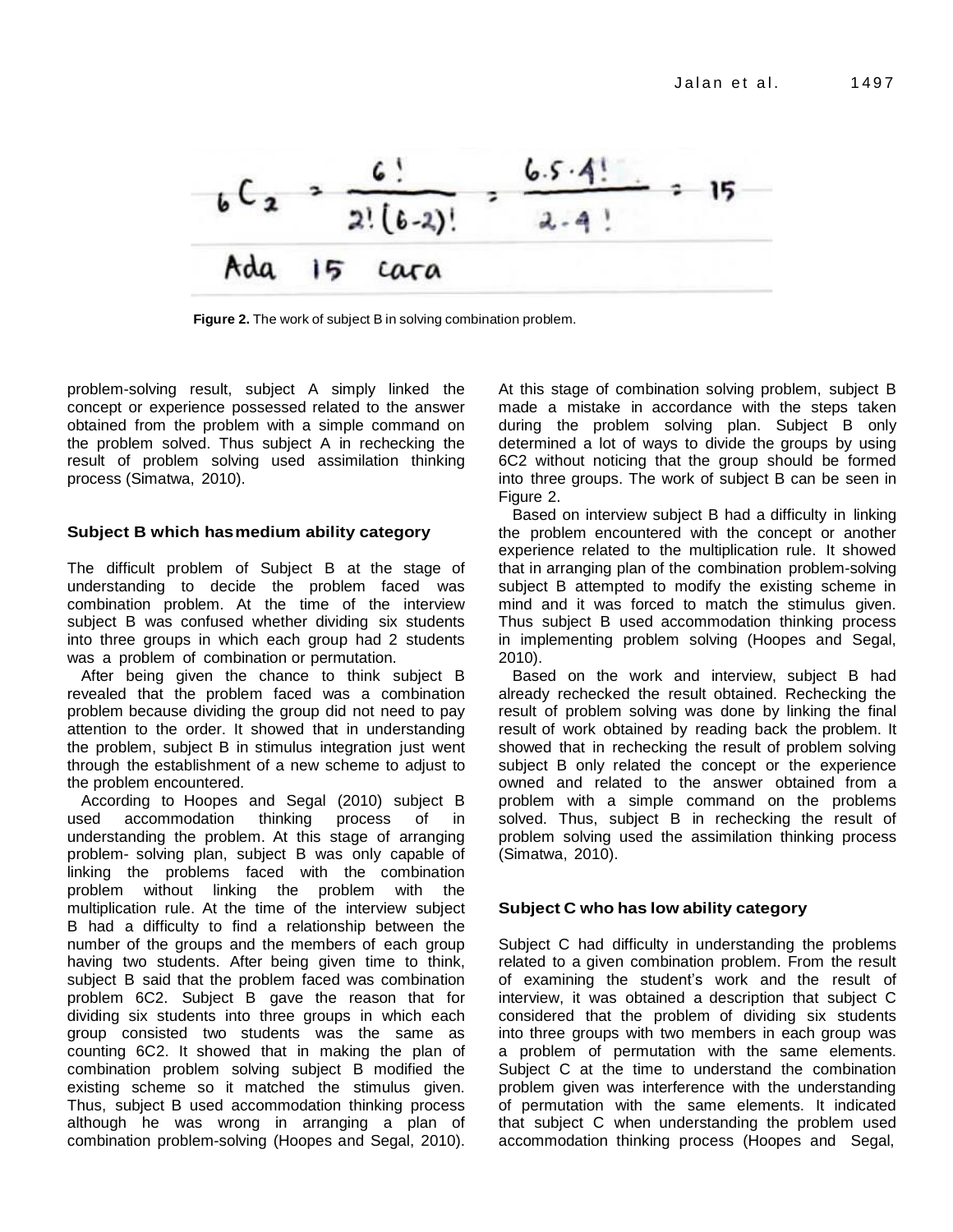$$ {}_6C_2 = \frac{6!}{2!(6-2)!} = \frac{6.5.4!}{2.4!} = 15 $$

Ada 15 cara

**Figure 2.** The work of subject B in solving combination problem.

problem-solving result, subject A simply linked the concept or experience possessed related to the answer obtained from the problem with a simple command on the problem solved. Thus subject A in rechecking the result of problem solving used assimilation thinking process (Simatwa, 2010).

### Subject B which has medium ability category

The difficult problem of Subject B at the stage of understanding to decide the problem faced was combination problem. At the time of the interview subject B was confused whether dividing six students into three groups in which each group had 2 students was a problem of combination or permutation.

After being given the chance to think subject B revealed that the problem faced was a combination problem because dividing the group did not need to pay attention to the order. It showed that in understanding the problem, subject B in stimulus integration just went through the establishment of a new scheme to adjust to the problem encountered.

According to Hoopes and Segal (2010) subject B used accommodation thinking process of in understanding the problem. At this stage of arranging problem- solving plan, subject B was only capable of linking the problems faced with the combination problem without linking the problem with the multiplication rule. At the time of the interview subject B had a difficulty to find a relationship between the number of the groups and the members of each group having two students. After being given time to think, subject B said that the problem faced was combination problem 6C2. Subject B gave the reason that for dividing six students into three groups in which each group consisted two students was the same as counting 6C2. It showed that in making the plan of combination problem solving subject B modified the existing scheme so it matched the stimulus given. Thus, subject B used accommodation thinking process although he was wrong in arranging a plan of combination problem-solving (Hoopes and Segal, 2010).

At this stage of combination solving problem, subject B made a mistake in accordance with the steps taken during the problem solving plan. Subject B only determined a lot of ways to divide the groups by using 6C2 without noticing that the group should be formed into three groups. The work of subject B can be seen in Figure 2.

Based on interview subject B had a difficulty in linking the problem encountered with the concept or another experience related to the multiplication rule. It showed that in arranging plan of the combination problem-solving subject B attempted to modify the existing scheme in mind and it was forced to match the stimulus given. Thus subject B used accommodation thinking process in implementing problem solving (Hoopes and Segal, 2010).

Based on the work and interview, subject B had already rechecked the result obtained. Rechecking the result of problem solving was done by linking the final result of work obtained by reading back the problem. It showed that in rechecking the result of problem solving subject B only related the concept or the experience owned and related to the answer obtained from a problem with a simple command on the problems solved. Thus, subject B in rechecking the result of problem solving used the assimilation thinking process (Simatwa, 2010).

### Subject C who has low ability category

Subject C had difficulty in understanding the problems related to a given combination problem. From the result of examining the student's work and the result of interview, it was obtained a description that subject C considered that the problem of dividing six students into three groups with two members in each group was a problem of permutation with the same elements. Subject C at the time to understand the combination problem given was interference with the understanding of permutation with the same elements. It indicated that subject C when understanding the problem used accommodation thinking process (Hoopes and Segal,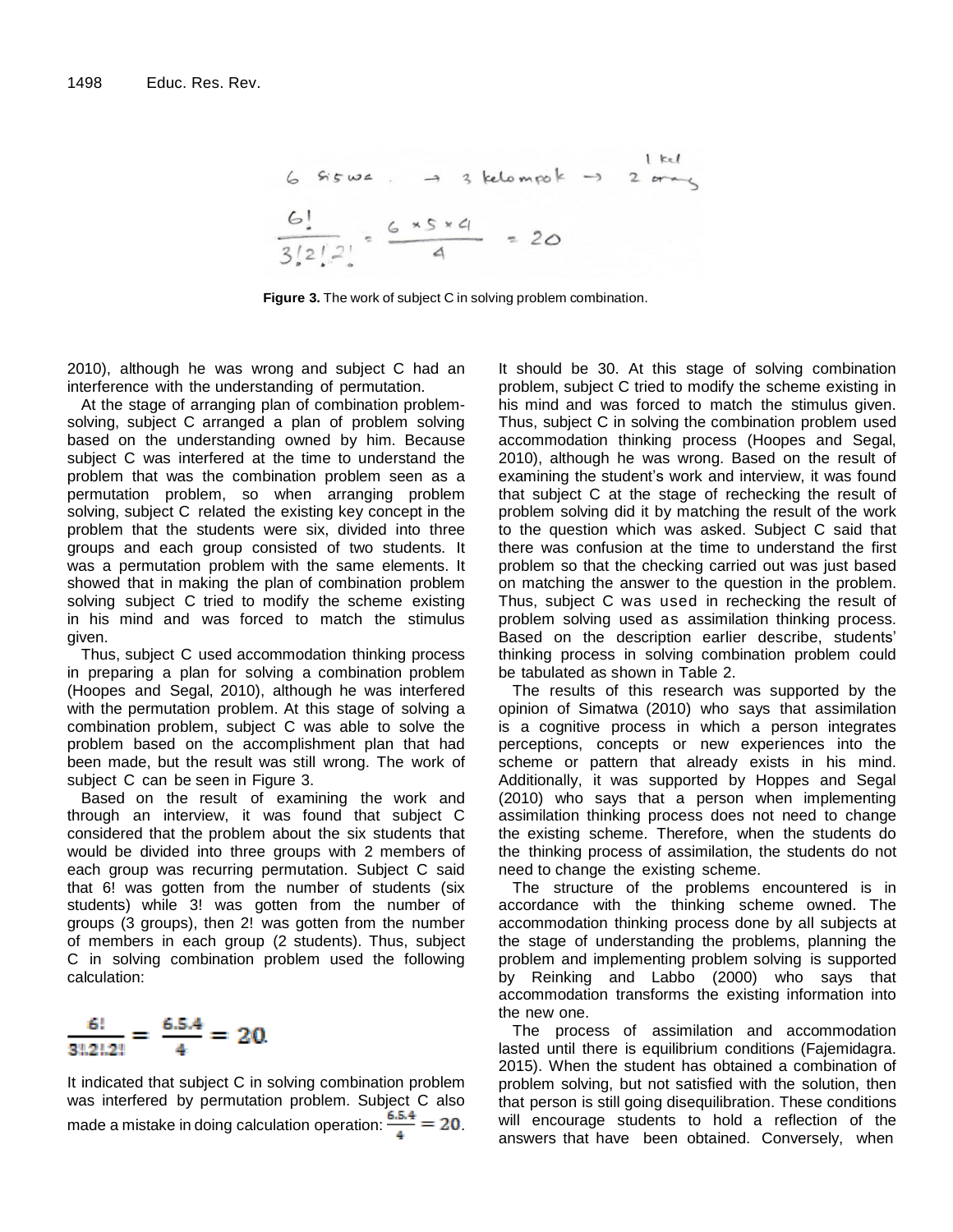6 siswa → 3 kelompok → 2 orang (1 kel)

$$\frac{6!}{3!2!2!} = \frac{6 \times 5 \times 4}{4} = 20$$

**Figure 3.** The work of subject C in solving problem combination.

2010), although he was wrong and subject C had an interference with the understanding of permutation.

At the stage of arranging plan of combination problem-solving, subject C arranged a plan of problem solving based on the understanding owned by him. Because subject C was interfered at the time to understand the problem that was the combination problem seen as a permutation problem, so when arranging problem solving, subject C related the existing key concept in the problem that the students were six, divided into three groups and each group consisted of two students. It was a permutation problem with the same elements. It showed that in making the plan of combination problem solving subject C tried to modify the scheme existing in his mind and was forced to match the stimulus given.

Thus, subject C used accommodation thinking process in preparing a plan for solving a combination problem (Hoopes and Segal, 2010), although he was interfered with the permutation problem. At this stage of solving a combination problem, subject C was able to solve the problem based on the accomplishment plan that had been made, but the result was still wrong. The work of subject C can be seen in Figure 3.

Based on the result of examining the work and through an interview, it was found that subject C considered that the problem about the six students that would be divided into three groups with 2 members of each group was recurring permutation. Subject C said that 6! was gotten from the number of students (six students) while 3! was gotten from the number of groups (3 groups), then 2! was gotten from the number of members in each group (2 students). Thus, subject C in solving combination problem used the following calculation:

$$\frac{6!}{3!.2!.2!} = \frac{6.5.4}{4} = 20.$$

It indicated that subject C in solving combination problem was interfered by permutation problem. Subject C also made a mistake in doing calculation operation: $\frac{6.5.4}{4} = 20$. It should be 30. At this stage of solving combination problem, subject C tried to modify the scheme existing in his mind and was forced to match the stimulus given. Thus, subject C in solving the combination problem used accommodation thinking process (Hoopes and Segal, 2010), although he was wrong. Based on the result of examining the student's work and interview, it was found that subject C at the stage of rechecking the result of problem solving did it by matching the result of the work to the question which was asked. Subject C said that there was confusion at the time to understand the first problem so that the checking carried out was just based on matching the answer to the question in the problem. Thus, subject C was used in rechecking the result of problem solving used as assimilation thinking process. Based on the description earlier describe, students' thinking process in solving combination problem could be tabulated as shown in Table 2.

The results of this research was supported by the opinion of Simatwa (2010) who says that assimilation is a cognitive process in which a person integrates perceptions, concepts or new experiences into the scheme or pattern that already exists in his mind. Additionally, it was supported by Hoppes and Segal (2010) who says that a person when implementing assimilation thinking process does not need to change the existing scheme. Therefore, when the students do the thinking process of assimilation, the students do not need to change the existing scheme.

The structure of the problems encountered is in accordance with the thinking scheme owned. The accommodation thinking process done by all subjects at the stage of understanding the problems, planning the problem and implementing problem solving is supported by Reinking and Labbo (2000) who says that accommodation transforms the existing information into the new one.

The process of assimilation and accommodation lasted until there is equilibrium conditions (Fajemidagra. 2015). When the student has obtained a combination of problem solving, but not satisfied with the solution, then that person is still going disequilibration. These conditions will encourage students to hold a reflection of the answers that have been obtained. Conversely, when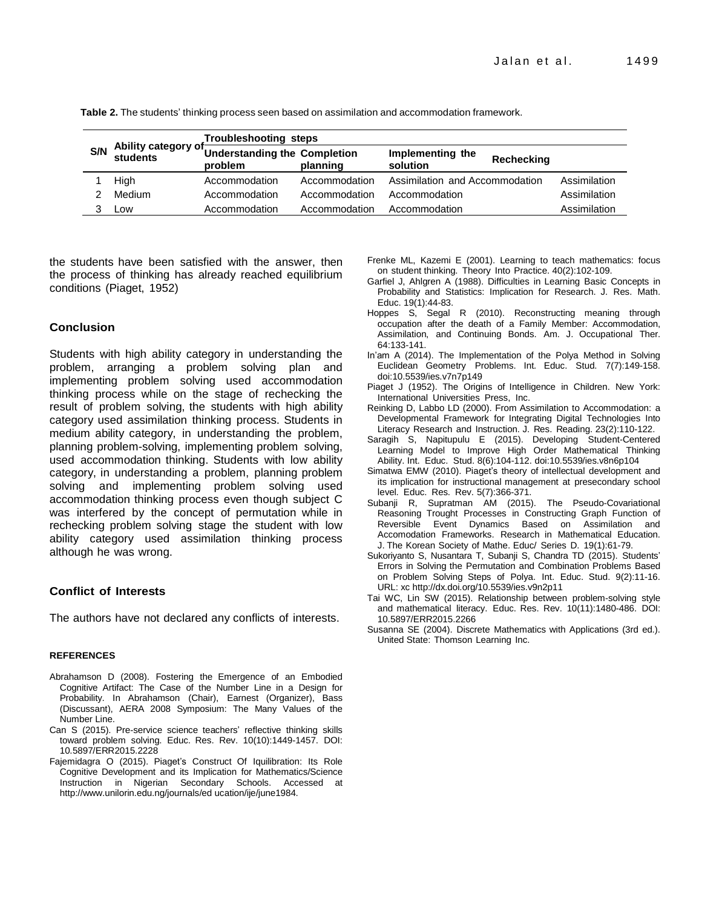**Table 2.** The students' thinking process seen based on assimilation and accommodation framework.

| S/N | Ability category of students | Troubleshooting steps | | | |
|---|---|---|---|---|---|
| | | Understanding the problem | Completion planning | Implementing the solution | Rechecking |
| 1 | High | Accommodation | Accommodation | Assimilation and Accommodation | Assimilation |
| 2 | Medium | Accommodation | Accommodation | Accommodation | Assimilation |
| 3 | Low | Accommodation | Accommodation | Accommodation | Assimilation |

the students have been satisfied with the answer, then the process of thinking has already reached equilibrium conditions (Piaget, 1952)

## Conclusion

Students with high ability category in understanding the problem, arranging a problem solving plan and implementing problem solving used accommodation thinking process while on the stage of rechecking the result of problem solving, the students with high ability category used assimilation thinking process. Students in medium ability category, in understanding the problem, planning problem-solving, implementing problem solving, used accommodation thinking. Students with low ability category, in understanding a problem, planning problem solving and implementing problem solving used accommodation thinking process even though subject C was interfered by the concept of permutation while in rechecking problem solving stage the student with low ability category used assimilation thinking process although he was wrong.

## Conflict of Interests

The authors have not declared any conflicts of interests.

## REFERENCES

Abrahamson D (2008). Fostering the Emergence of an Embodied Cognitive Artifact: The Case of the Number Line in a Design for Probability. In Abrahamson (Chair), Earnest (Organizer), Bass (Discussant), AERA 2008 Symposium: The Many Values of the Number Line.

Can S (2015). Pre-service science teachers' reflective thinking skills toward problem solving. Educ. Res. Rev. 10(10):1449-1457. DOI: 10.5897/ERR2015.2228

Fajemidagra O (2015). Piaget's Construct Of Iquilibration: Its Role Cognitive Development and its Implication for Mathematics/Science Instruction in Nigerian Secondary Schools. Accessed at http://www.unilorin.edu.ng/journals/ed ucation/ije/june1984.

Frenke ML, Kazemi E (2001). Learning to teach mathematics: focus on student thinking. Theory Into Practice. 40(2):102-109.

Garfiel J, Ahlgren A (1988). Difficulties in Learning Basic Concepts in Probability and Statistics: Implication for Research. J. Res. Math. Educ. 19(1):44-83.

Hoppes S, Segal R (2010). Reconstructing meaning through occupation after the death of a Family Member: Accommodation, Assimilation, and Continuing Bonds. Am. J. Occupational Ther. 64:133-141.

In'am A (2014). The Implementation of the Polya Method in Solving Euclidean Geometry Problems. Int. Educ. Stud. 7(7):149-158. doi:10.5539/ies.v7n7p149

Piaget J (1952). The Origins of Intelligence in Children. New York: International Universities Press, Inc.

Reinking D, Labbo LD (2000). From Assimilation to Accommodation: a Developmental Framework for Integrating Digital Technologies Into Literacy Research and Instruction. J. Res. Reading. 23(2):110-122.

Saragih S, Napitupulu E (2015). Developing Student-Centered Learning Model to Improve High Order Mathematical Thinking Ability. Int. Educ. Stud. 8(6):104-112. doi:10.5539/ies.v8n6p104

Simatwa EMW (2010). Piaget's theory of intellectual development and its implication for instructional management at presecondary school level. Educ. Res. Rev. 5(7):366-371.

Subanji R, Supratman AM (2015). The Pseudo-Covariational Reasoning Trought Processes in Constructing Graph Function of Reversible Event Dynamics Based on Assimilation and Accomodation Frameworks. Research in Mathematical Education. J. The Korean Society of Mathe. Educ/ Series D. 19(1):61-79.

Sukoriyanto S, Nusantara T, Subanji S, Chandra TD (2015). Students' Errors in Solving the Permutation and Combination Problems Based on Problem Solving Steps of Polya. Int. Educ. Stud. 9(2):11-16. URL: xc http://dx.doi.org/10.5539/ies.v9n2p11

Tai WC, Lin SW (2015). Relationship between problem-solving style and mathematical literacy. Educ. Res. Rev. 10(11):1480-486. DOI: 10.5897/ERR2015.2266

Susanna SE (2004). Discrete Mathematics with Applications (3rd ed.). United State: Thomson Learning Inc.